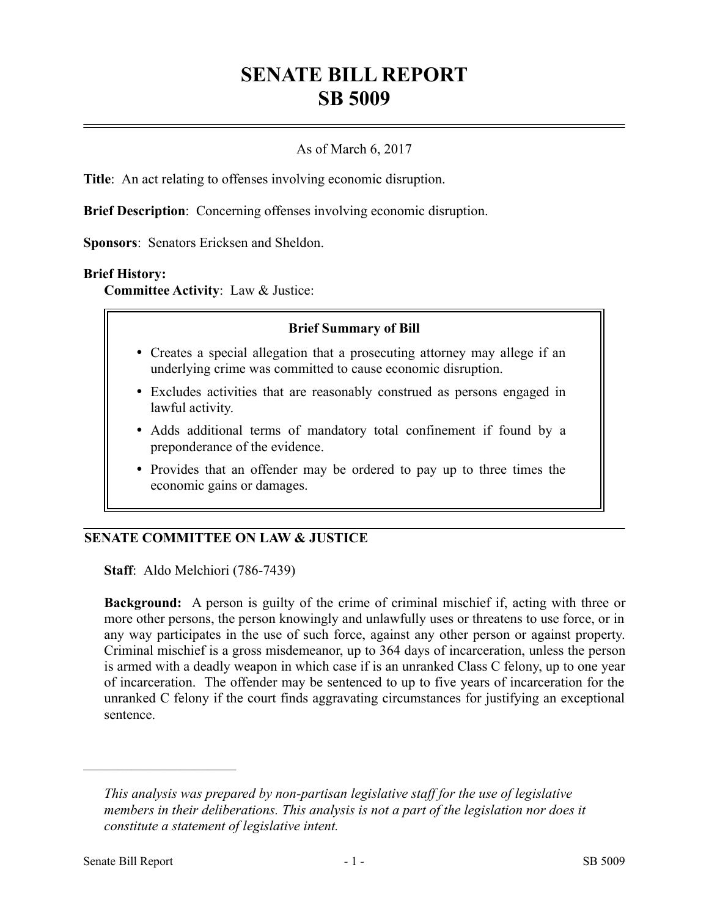# SENATE BILL REPORT
# SB 5009

As of March 6, 2017

**Title**: An act relating to offenses involving economic disruption.

**Brief Description**: Concerning offenses involving economic disruption.

**Sponsors**: Senators Ericksen and Sheldon.

**Brief History:**

**Committee Activity**: Law & Justice:

> **Brief Summary of Bill**
>
> - Creates a special allegation that a prosecuting attorney may allege if an underlying crime was committed to cause economic disruption.
> - Excludes activities that are reasonably construed as persons engaged in lawful activity.
> - Adds additional terms of mandatory total confinement if found by a preponderance of the evidence.
> - Provides that an offender may be ordered to pay up to three times the economic gains or damages.

## SENATE COMMITTEE ON LAW & JUSTICE

**Staff**: Aldo Melchiori (786-7439)

**Background:** A person is guilty of the crime of criminal mischief if, acting with three or more other persons, the person knowingly and unlawfully uses or threatens to use force, or in any way participates in the use of such force, against any other person or against property. Criminal mischief is a gross misdemeanor, up to 364 days of incarceration, unless the person is armed with a deadly weapon in which case if is an unranked Class C felony, up to one year of incarceration. The offender may be sentenced to up to five years of incarceration for the unranked C felony if the court finds aggravating circumstances for justifying an exceptional sentence.

---

*This analysis was prepared by non-partisan legislative staff for the use of legislative members in their deliberations. This analysis is not a part of the legislation nor does it constitute a statement of legislative intent.*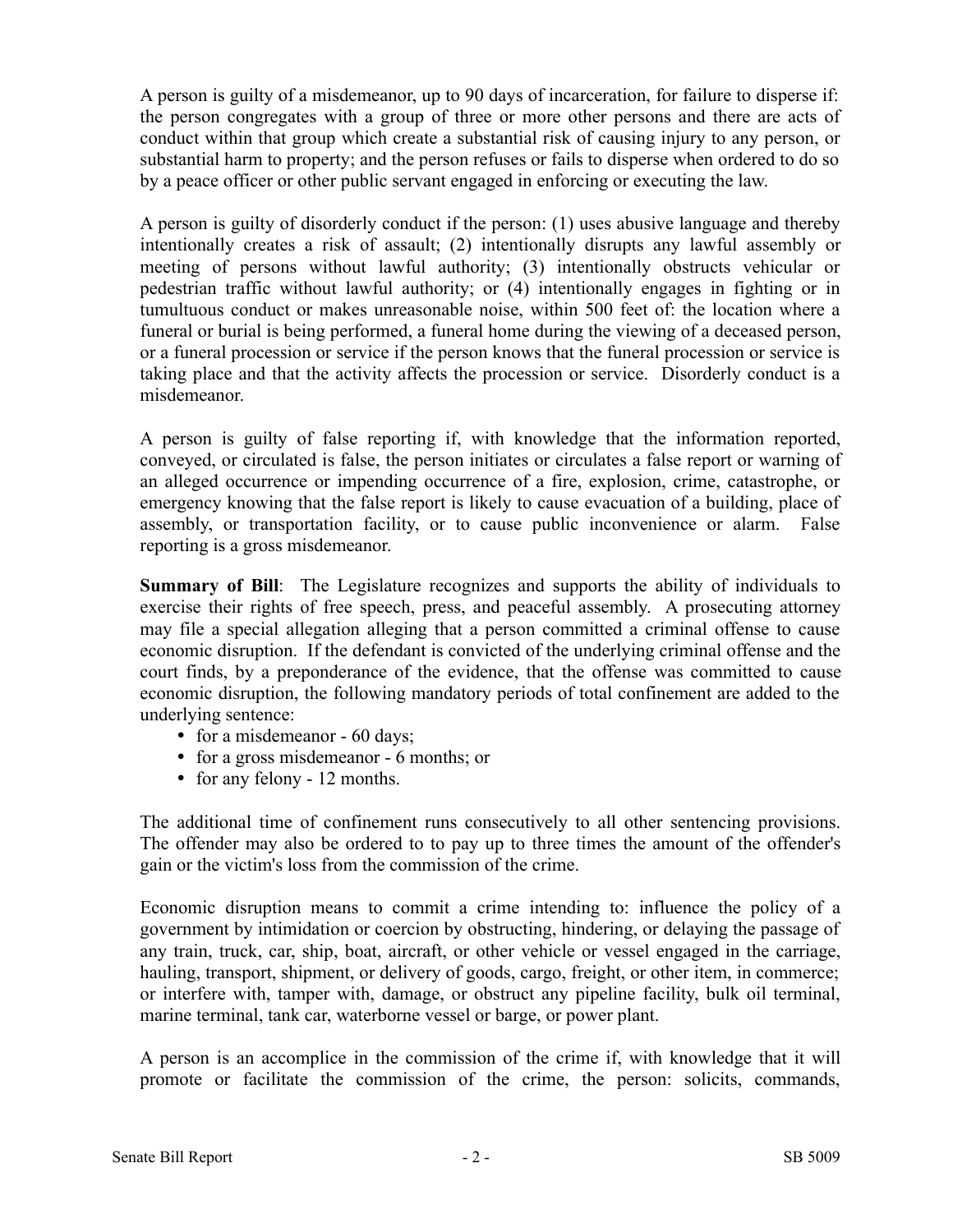A person is guilty of a misdemeanor, up to 90 days of incarceration, for failure to disperse if: the person congregates with a group of three or more other persons and there are acts of conduct within that group which create a substantial risk of causing injury to any person, or substantial harm to property; and the person refuses or fails to disperse when ordered to do so by a peace officer or other public servant engaged in enforcing or executing the law.

A person is guilty of disorderly conduct if the person: (1) uses abusive language and thereby intentionally creates a risk of assault; (2) intentionally disrupts any lawful assembly or meeting of persons without lawful authority; (3) intentionally obstructs vehicular or pedestrian traffic without lawful authority; or (4) intentionally engages in fighting or in tumultuous conduct or makes unreasonable noise, within 500 feet of: the location where a funeral or burial is being performed, a funeral home during the viewing of a deceased person, or a funeral procession or service if the person knows that the funeral procession or service is taking place and that the activity affects the procession or service. Disorderly conduct is a misdemeanor.

A person is guilty of false reporting if, with knowledge that the information reported, conveyed, or circulated is false, the person initiates or circulates a false report or warning of an alleged occurrence or impending occurrence of a fire, explosion, crime, catastrophe, or emergency knowing that the false report is likely to cause evacuation of a building, place of assembly, or transportation facility, or to cause public inconvenience or alarm. False reporting is a gross misdemeanor.

**Summary of Bill**: The Legislature recognizes and supports the ability of individuals to exercise their rights of free speech, press, and peaceful assembly. A prosecuting attorney may file a special allegation alleging that a person committed a criminal offense to cause economic disruption. If the defendant is convicted of the underlying criminal offense and the court finds, by a preponderance of the evidence, that the offense was committed to cause economic disruption, the following mandatory periods of total confinement are added to the underlying sentence:

- for a misdemeanor - 60 days;
- for a gross misdemeanor - 6 months; or
- for any felony - 12 months.

The additional time of confinement runs consecutively to all other sentencing provisions. The offender may also be ordered to to pay up to three times the amount of the offender's gain or the victim's loss from the commission of the crime.

Economic disruption means to commit a crime intending to: influence the policy of a government by intimidation or coercion by obstructing, hindering, or delaying the passage of any train, truck, car, ship, boat, aircraft, or other vehicle or vessel engaged in the carriage, hauling, transport, shipment, or delivery of goods, cargo, freight, or other item, in commerce; or interfere with, tamper with, damage, or obstruct any pipeline facility, bulk oil terminal, marine terminal, tank car, waterborne vessel or barge, or power plant.

A person is an accomplice in the commission of the crime if, with knowledge that it will promote or facilitate the commission of the crime, the person: solicits, commands,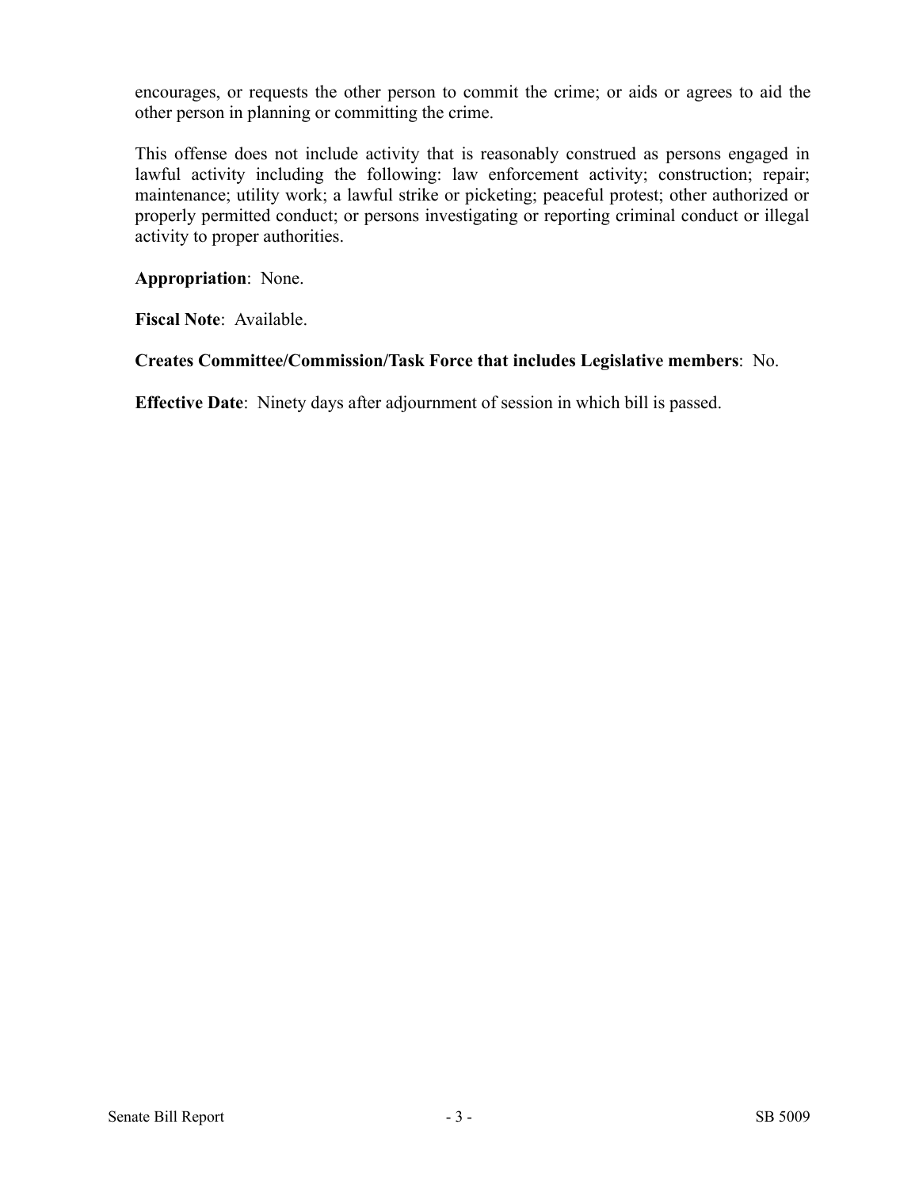encourages, or requests the other person to commit the crime; or aids or agrees to aid the other person in planning or committing the crime.

This offense does not include activity that is reasonably construed as persons engaged in lawful activity including the following: law enforcement activity; construction; repair; maintenance; utility work; a lawful strike or picketing; peaceful protest; other authorized or properly permitted conduct; or persons investigating or reporting criminal conduct or illegal activity to proper authorities.

**Appropriation**: None.

**Fiscal Note**: Available.

**Creates Committee/Commission/Task Force that includes Legislative members**: No.

**Effective Date**: Ninety days after adjournment of session in which bill is passed.